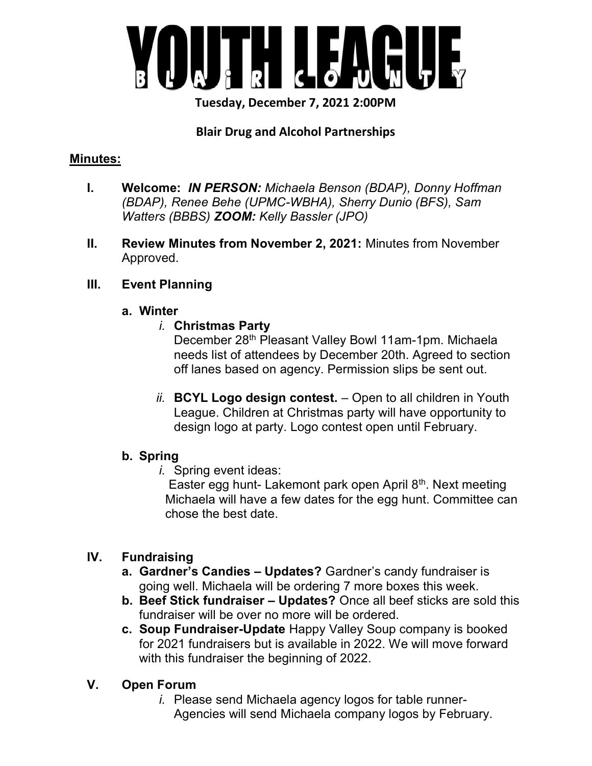# YOUTH LEAGUE

B L A i R C O U N T Y

**Tuesday, December 7, 2021 2:00PM**

**Blair Drug and Alcohol Partnerships**

**Minutes:**

**I. Welcome:** ***IN PERSON:*** *Michaela Benson (BDAP), Donny Hoffman (BDAP), Renee Behe (UPMC-WBHA), Sherry Dunio (BFS), Sam Watters (BBBS)* ***ZOOM:*** *Kelly Bassler (JPO)*

**II. Review Minutes from November 2, 2021:** Minutes from November Approved.

**III. Event Planning**

**a. Winter**

*i.* **Christmas Party**
December 28th Pleasant Valley Bowl 11am-1pm. Michaela needs list of attendees by December 20th. Agreed to section off lanes based on agency. Permission slips be sent out.

*ii.* **BCYL Logo design contest.** – Open to all children in Youth League. Children at Christmas party will have opportunity to design logo at party. Logo contest open until February.

**b. Spring**

*i.* Spring event ideas:
Easter egg hunt- Lakemont park open April 8th. Next meeting Michaela will have a few dates for the egg hunt. Committee can chose the best date.

**IV. Fundraising**

**a. Gardner's Candies – Updates?** Gardner's candy fundraiser is going well. Michaela will be ordering 7 more boxes this week.

**b. Beef Stick fundraiser – Updates?** Once all beef sticks are sold this fundraiser will be over no more will be ordered.

**c. Soup Fundraiser-Update** Happy Valley Soup company is booked for 2021 fundraisers but is available in 2022. We will move forward with this fundraiser the beginning of 2022.

**V. Open Forum**

*i.* Please send Michaela agency logos for table runner- Agencies will send Michaela company logos by February.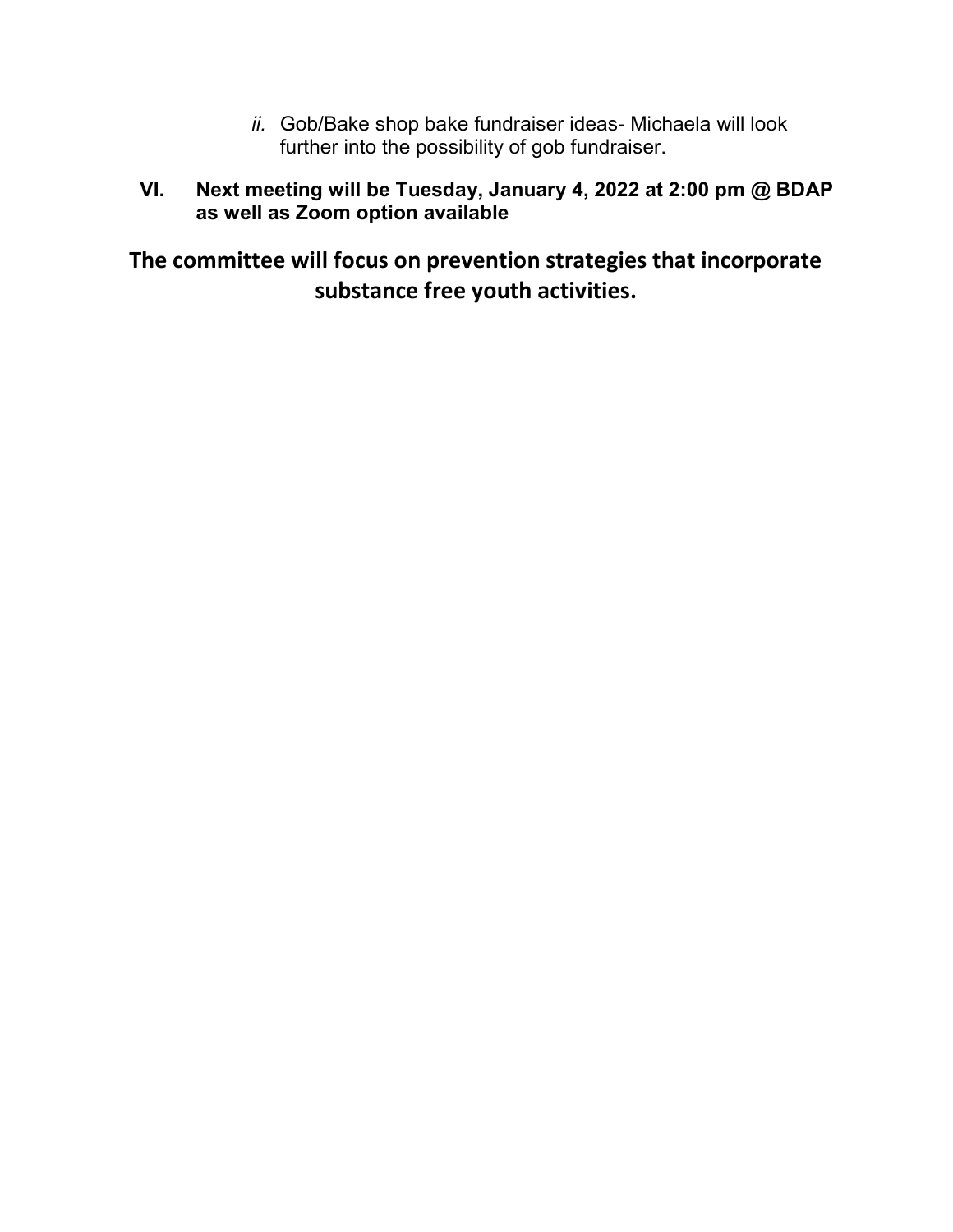*ii.* Gob/Bake shop bake fundraiser ideas- Michaela will look further into the possibility of gob fundraiser.

**VI. Next meeting will be Tuesday, January 4, 2022 at 2:00 pm @ BDAP as well as Zoom option available**

**The committee will focus on prevention strategies that incorporate substance free youth activities.**